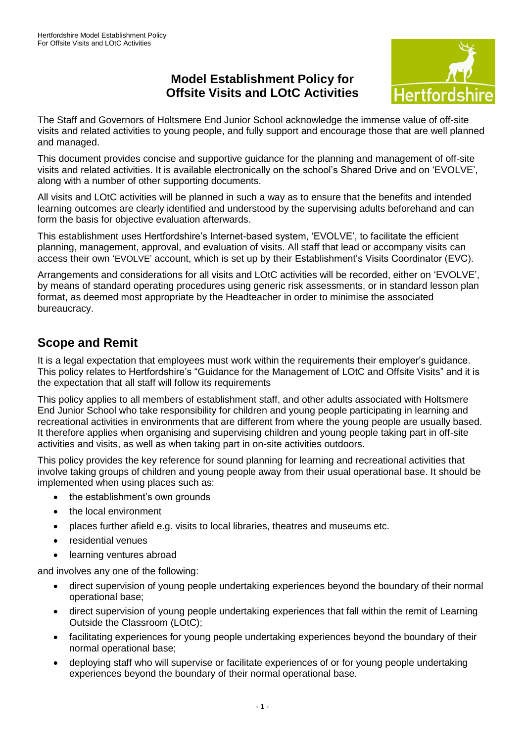# Model Establishment Policy for Offsite Visits and LOtC Activities

The Staff and Governors of Holtsmere End Junior School acknowledge the immense value of off-site visits and related activities to young people, and fully support and encourage those that are well planned and managed.

This document provides concise and supportive guidance for the planning and management of off-site visits and related activities. It is available electronically on the school's Shared Drive and on 'EVOLVE', along with a number of other supporting documents.

All visits and LOtC activities will be planned in such a way as to ensure that the benefits and intended learning outcomes are clearly identified and understood by the supervising adults beforehand and can form the basis for objective evaluation afterwards.

This establishment uses Hertfordshire's Internet-based system, 'EVOLVE', to facilitate the efficient planning, management, approval, and evaluation of visits. All staff that lead or accompany visits can access their own 'EVOLVE' account, which is set up by their Establishment's Visits Coordinator (EVC).

Arrangements and considerations for all visits and LOtC activities will be recorded, either on 'EVOLVE', by means of standard operating procedures using generic risk assessments, or in standard lesson plan format, as deemed most appropriate by the Headteacher in order to minimise the associated bureaucracy.

## Scope and Remit

It is a legal expectation that employees must work within the requirements their employer's guidance. This policy relates to Hertfordshire's "Guidance for the Management of LOtC and Offsite Visits" and it is the expectation that all staff will follow its requirements

This policy applies to all members of establishment staff, and other adults associated with Holtsmere End Junior School who take responsibility for children and young people participating in learning and recreational activities in environments that are different from where the young people are usually based. It therefore applies when organising and supervising children and young people taking part in off-site activities and visits, as well as when taking part in on-site activities outdoors.

This policy provides the key reference for sound planning for learning and recreational activities that involve taking groups of children and young people away from their usual operational base. It should be implemented when using places such as:

- the establishment's own grounds
- the local environment
- places further afield e.g. visits to local libraries, theatres and museums etc.
- residential venues
- learning ventures abroad

and involves any one of the following:

- direct supervision of young people undertaking experiences beyond the boundary of their normal operational base;
- direct supervision of young people undertaking experiences that fall within the remit of Learning Outside the Classroom (LOtC);
- facilitating experiences for young people undertaking experiences beyond the boundary of their normal operational base;
- deploying staff who will supervise or facilitate experiences of or for young people undertaking experiences beyond the boundary of their normal operational base.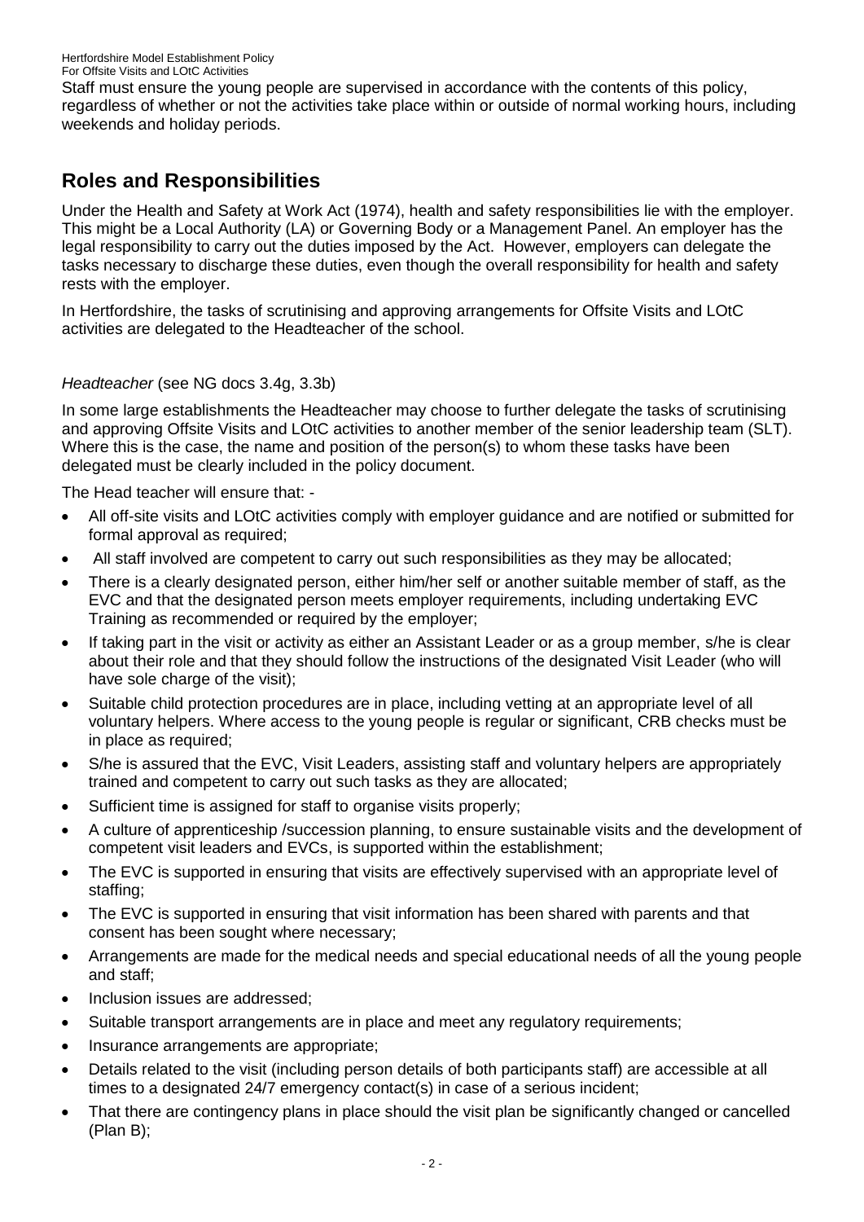Staff must ensure the young people are supervised in accordance with the contents of this policy, regardless of whether or not the activities take place within or outside of normal working hours, including weekends and holiday periods.

## Roles and Responsibilities

Under the Health and Safety at Work Act (1974), health and safety responsibilities lie with the employer. This might be a Local Authority (LA) or Governing Body or a Management Panel. An employer has the legal responsibility to carry out the duties imposed by the Act. However, employers can delegate the tasks necessary to discharge these duties, even though the overall responsibility for health and safety rests with the employer.

In Hertfordshire, the tasks of scrutinising and approving arrangements for Offsite Visits and LOtC activities are delegated to the Headteacher of the school.

*Headteacher* (see NG docs 3.4g, 3.3b)

In some large establishments the Headteacher may choose to further delegate the tasks of scrutinising and approving Offsite Visits and LOtC activities to another member of the senior leadership team (SLT). Where this is the case, the name and position of the person(s) to whom these tasks have been delegated must be clearly included in the policy document.

The Head teacher will ensure that: -

- All off-site visits and LOtC activities comply with employer guidance and are notified or submitted for formal approval as required;
- All staff involved are competent to carry out such responsibilities as they may be allocated;
- There is a clearly designated person, either him/her self or another suitable member of staff, as the EVC and that the designated person meets employer requirements, including undertaking EVC Training as recommended or required by the employer;
- If taking part in the visit or activity as either an Assistant Leader or as a group member, s/he is clear about their role and that they should follow the instructions of the designated Visit Leader (who will have sole charge of the visit);
- Suitable child protection procedures are in place, including vetting at an appropriate level of all voluntary helpers. Where access to the young people is regular or significant, CRB checks must be in place as required;
- S/he is assured that the EVC, Visit Leaders, assisting staff and voluntary helpers are appropriately trained and competent to carry out such tasks as they are allocated;
- Sufficient time is assigned for staff to organise visits properly;
- A culture of apprenticeship /succession planning, to ensure sustainable visits and the development of competent visit leaders and EVCs, is supported within the establishment;
- The EVC is supported in ensuring that visits are effectively supervised with an appropriate level of staffing;
- The EVC is supported in ensuring that visit information has been shared with parents and that consent has been sought where necessary;
- Arrangements are made for the medical needs and special educational needs of all the young people and staff;
- Inclusion issues are addressed;
- Suitable transport arrangements are in place and meet any regulatory requirements;
- Insurance arrangements are appropriate;
- Details related to the visit (including person details of both participants staff) are accessible at all times to a designated 24/7 emergency contact(s) in case of a serious incident;
- That there are contingency plans in place should the visit plan be significantly changed or cancelled (Plan B);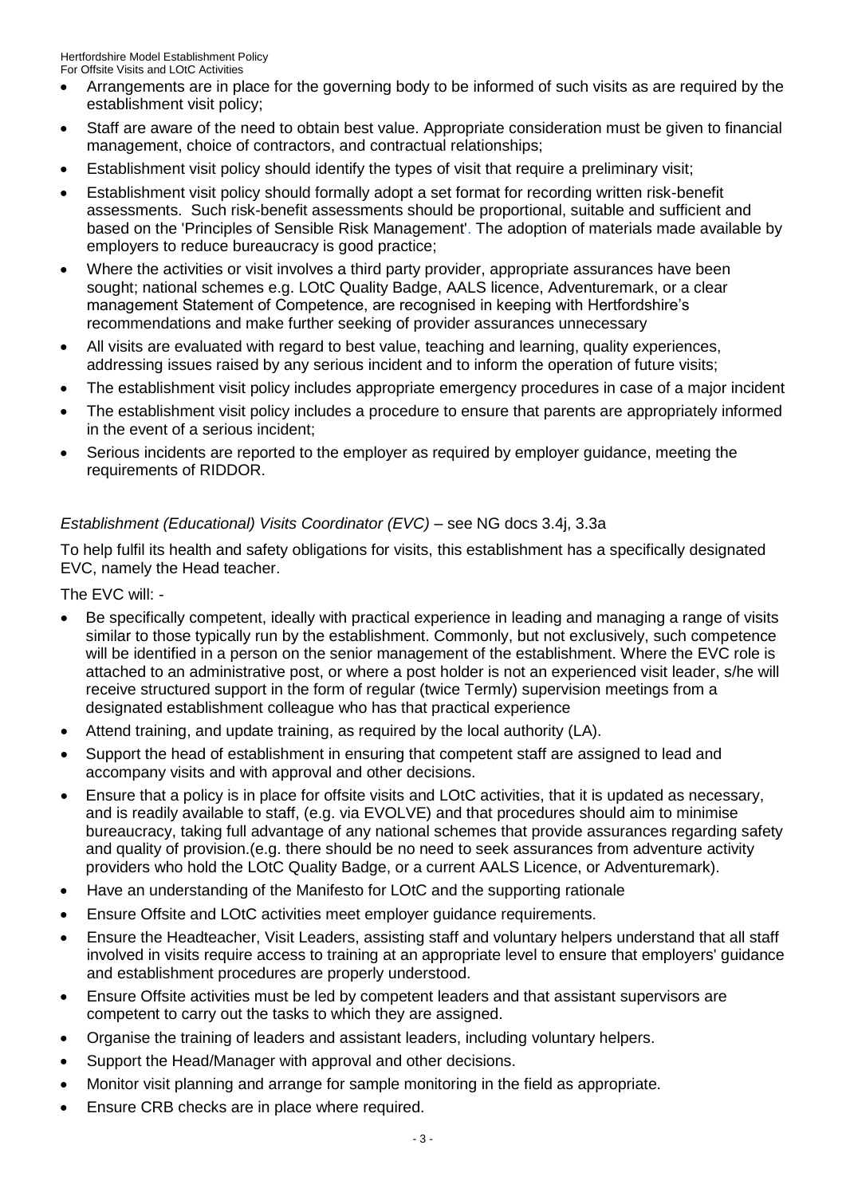- Arrangements are in place for the governing body to be informed of such visits as are required by the establishment visit policy;
- Staff are aware of the need to obtain best value. Appropriate consideration must be given to financial management, choice of contractors, and contractual relationships;
- Establishment visit policy should identify the types of visit that require a preliminary visit;
- Establishment visit policy should formally adopt a set format for recording written risk-benefit assessments. Such risk-benefit assessments should be proportional, suitable and sufficient and based on the 'Principles of Sensible Risk Management'. The adoption of materials made available by employers to reduce bureaucracy is good practice;
- Where the activities or visit involves a third party provider, appropriate assurances have been sought; national schemes e.g. LOtC Quality Badge, AALS licence, Adventuremark, or a clear management Statement of Competence, are recognised in keeping with Hertfordshire's recommendations and make further seeking of provider assurances unnecessary
- All visits are evaluated with regard to best value, teaching and learning, quality experiences, addressing issues raised by any serious incident and to inform the operation of future visits;
- The establishment visit policy includes appropriate emergency procedures in case of a major incident
- The establishment visit policy includes a procedure to ensure that parents are appropriately informed in the event of a serious incident;
- Serious incidents are reported to the employer as required by employer guidance, meeting the requirements of RIDDOR.

*Establishment (Educational) Visits Coordinator (EVC)* – see NG docs 3.4j, 3.3a

To help fulfil its health and safety obligations for visits, this establishment has a specifically designated EVC, namely the Head teacher.

The EVC will: -

- Be specifically competent, ideally with practical experience in leading and managing a range of visits similar to those typically run by the establishment. Commonly, but not exclusively, such competence will be identified in a person on the senior management of the establishment. Where the EVC role is attached to an administrative post, or where a post holder is not an experienced visit leader, s/he will receive structured support in the form of regular (twice Termly) supervision meetings from a designated establishment colleague who has that practical experience
- Attend training, and update training, as required by the local authority (LA).
- Support the head of establishment in ensuring that competent staff are assigned to lead and accompany visits and with approval and other decisions.
- Ensure that a policy is in place for offsite visits and LOtC activities, that it is updated as necessary, and is readily available to staff, (e.g. via EVOLVE) and that procedures should aim to minimise bureaucracy, taking full advantage of any national schemes that provide assurances regarding safety and quality of provision.(e.g. there should be no need to seek assurances from adventure activity providers who hold the LOtC Quality Badge, or a current AALS Licence, or Adventuremark).
- Have an understanding of the Manifesto for LOtC and the supporting rationale
- Ensure Offsite and LOtC activities meet employer guidance requirements.
- Ensure the Headteacher, Visit Leaders, assisting staff and voluntary helpers understand that all staff involved in visits require access to training at an appropriate level to ensure that employers' guidance and establishment procedures are properly understood.
- Ensure Offsite activities must be led by competent leaders and that assistant supervisors are competent to carry out the tasks to which they are assigned.
- Organise the training of leaders and assistant leaders, including voluntary helpers.
- Support the Head/Manager with approval and other decisions.
- Monitor visit planning and arrange for sample monitoring in the field as appropriate.
- Ensure CRB checks are in place where required.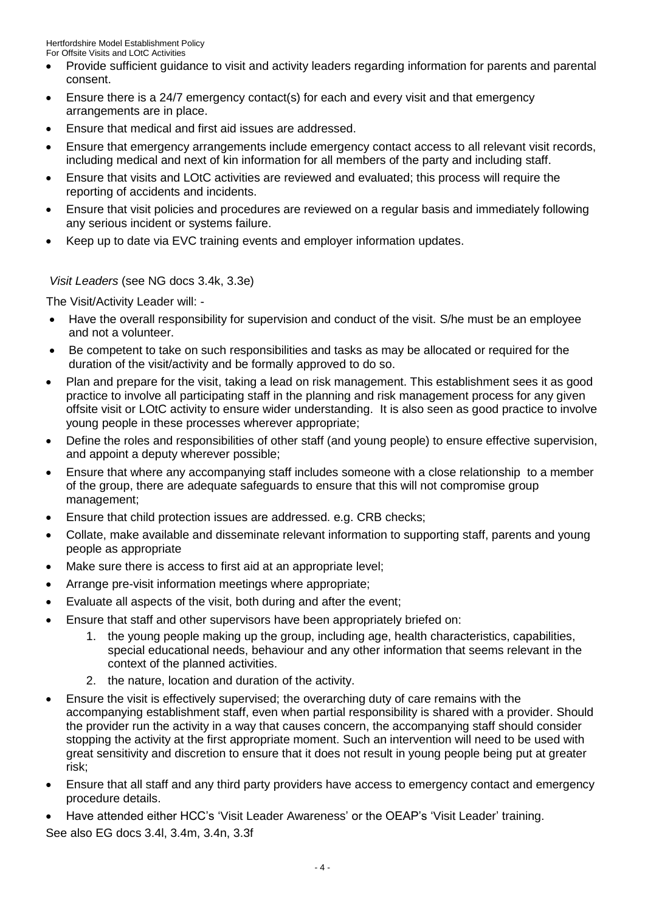- Provide sufficient guidance to visit and activity leaders regarding information for parents and parental consent.
- Ensure there is a 24/7 emergency contact(s) for each and every visit and that emergency arrangements are in place.
- Ensure that medical and first aid issues are addressed.
- Ensure that emergency arrangements include emergency contact access to all relevant visit records, including medical and next of kin information for all members of the party and including staff.
- Ensure that visits and LOtC activities are reviewed and evaluated; this process will require the reporting of accidents and incidents.
- Ensure that visit policies and procedures are reviewed on a regular basis and immediately following any serious incident or systems failure.
- Keep up to date via EVC training events and employer information updates.

*Visit Leaders* (see NG docs 3.4k, 3.3e)

The Visit/Activity Leader will: -

- Have the overall responsibility for supervision and conduct of the visit. S/he must be an employee and not a volunteer.
- Be competent to take on such responsibilities and tasks as may be allocated or required for the duration of the visit/activity and be formally approved to do so.
- Plan and prepare for the visit, taking a lead on risk management. This establishment sees it as good practice to involve all participating staff in the planning and risk management process for any given offsite visit or LOtC activity to ensure wider understanding. It is also seen as good practice to involve young people in these processes wherever appropriate;
- Define the roles and responsibilities of other staff (and young people) to ensure effective supervision, and appoint a deputy wherever possible;
- Ensure that where any accompanying staff includes someone with a close relationship to a member of the group, there are adequate safeguards to ensure that this will not compromise group management;
- Ensure that child protection issues are addressed. e.g. CRB checks;
- Collate, make available and disseminate relevant information to supporting staff, parents and young people as appropriate
- Make sure there is access to first aid at an appropriate level;
- Arrange pre-visit information meetings where appropriate;
- Evaluate all aspects of the visit, both during and after the event;
- Ensure that staff and other supervisors have been appropriately briefed on:
    1. the young people making up the group, including age, health characteristics, capabilities, special educational needs, behaviour and any other information that seems relevant in the context of the planned activities.
    2. the nature, location and duration of the activity.
- Ensure the visit is effectively supervised; the overarching duty of care remains with the accompanying establishment staff, even when partial responsibility is shared with a provider. Should the provider run the activity in a way that causes concern, the accompanying staff should consider stopping the activity at the first appropriate moment. Such an intervention will need to be used with great sensitivity and discretion to ensure that it does not result in young people being put at greater risk;
- Ensure that all staff and any third party providers have access to emergency contact and emergency procedure details.
- Have attended either HCC's 'Visit Leader Awareness' or the OEAP's 'Visit Leader' training.

See also EG docs 3.4l, 3.4m, 3.4n, 3.3f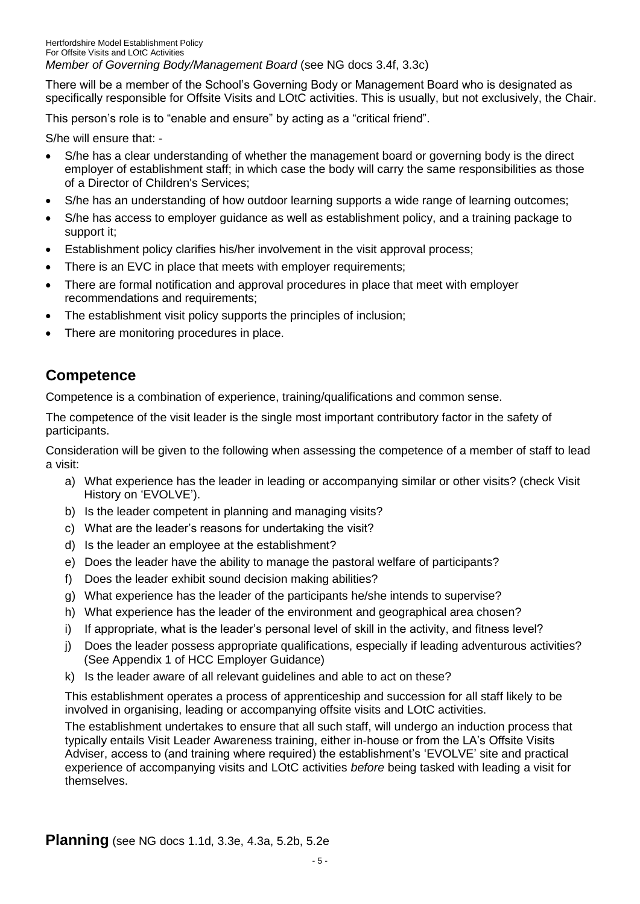*Member of Governing Body/Management Board* (see NG docs 3.4f, 3.3c)

There will be a member of the School's Governing Body or Management Board who is designated as specifically responsible for Offsite Visits and LOtC activities. This is usually, but not exclusively, the Chair.

This person's role is to "enable and ensure" by acting as a "critical friend".

S/he will ensure that: -

- S/he has a clear understanding of whether the management board or governing body is the direct employer of establishment staff; in which case the body will carry the same responsibilities as those of a Director of Children's Services;
- S/he has an understanding of how outdoor learning supports a wide range of learning outcomes;
- S/he has access to employer guidance as well as establishment policy, and a training package to support it;
- Establishment policy clarifies his/her involvement in the visit approval process;
- There is an EVC in place that meets with employer requirements;
- There are formal notification and approval procedures in place that meet with employer recommendations and requirements;
- The establishment visit policy supports the principles of inclusion;
- There are monitoring procedures in place.

## Competence

Competence is a combination of experience, training/qualifications and common sense.

The competence of the visit leader is the single most important contributory factor in the safety of participants.

Consideration will be given to the following when assessing the competence of a member of staff to lead a visit:

a) What experience has the leader in leading or accompanying similar or other visits? (check Visit History on 'EVOLVE').
b) Is the leader competent in planning and managing visits?
c) What are the leader's reasons for undertaking the visit?
d) Is the leader an employee at the establishment?
e) Does the leader have the ability to manage the pastoral welfare of participants?
f) Does the leader exhibit sound decision making abilities?
g) What experience has the leader of the participants he/she intends to supervise?
h) What experience has the leader of the environment and geographical area chosen?
i) If appropriate, what is the leader's personal level of skill in the activity, and fitness level?
j) Does the leader possess appropriate qualifications, especially if leading adventurous activities? (See Appendix 1 of HCC Employer Guidance)
k) Is the leader aware of all relevant guidelines and able to act on these?

This establishment operates a process of apprenticeship and succession for all staff likely to be involved in organising, leading or accompanying offsite visits and LOtC activities.

The establishment undertakes to ensure that all such staff, will undergo an induction process that typically entails Visit Leader Awareness training, either in-house or from the LA's Offsite Visits Adviser, access to (and training where required) the establishment's 'EVOLVE' site and practical experience of accompanying visits and LOtC activities *before* being tasked with leading a visit for themselves.

## Planning (see NG docs 1.1d, 3.3e, 4.3a, 5.2b, 5.2e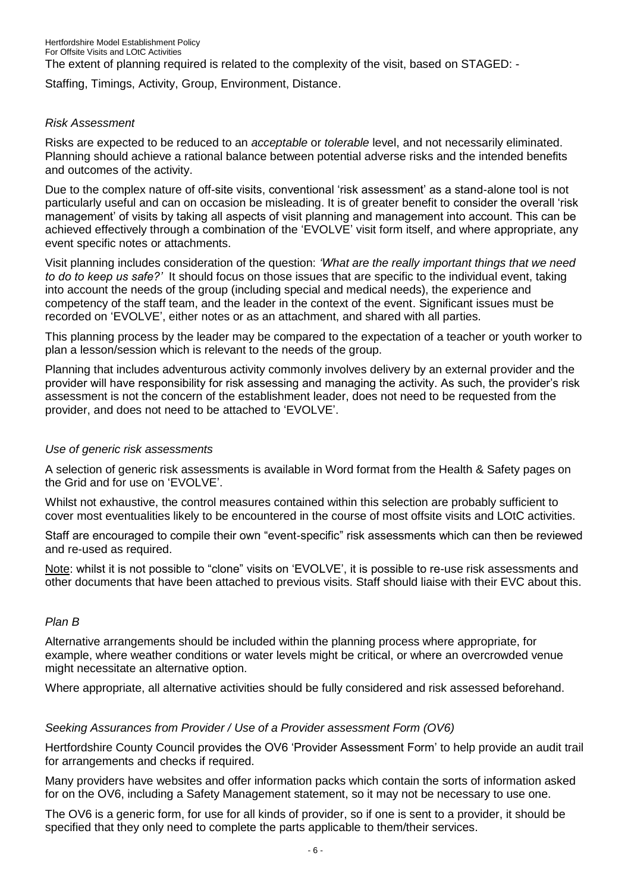The extent of planning required is related to the complexity of the visit, based on STAGED: -

Staffing, Timings, Activity, Group, Environment, Distance.

*Risk Assessment*

Risks are expected to be reduced to an *acceptable* or *tolerable* level, and not necessarily eliminated. Planning should achieve a rational balance between potential adverse risks and the intended benefits and outcomes of the activity.

Due to the complex nature of off-site visits, conventional 'risk assessment' as a stand-alone tool is not particularly useful and can on occasion be misleading. It is of greater benefit to consider the overall 'risk management' of visits by taking all aspects of visit planning and management into account. This can be achieved effectively through a combination of the 'EVOLVE' visit form itself, and where appropriate, any event specific notes or attachments.

Visit planning includes consideration of the question: *'What are the really important things that we need to do to keep us safe?'* It should focus on those issues that are specific to the individual event, taking into account the needs of the group (including special and medical needs), the experience and competency of the staff team, and the leader in the context of the event. Significant issues must be recorded on 'EVOLVE', either notes or as an attachment, and shared with all parties.

This planning process by the leader may be compared to the expectation of a teacher or youth worker to plan a lesson/session which is relevant to the needs of the group.

Planning that includes adventurous activity commonly involves delivery by an external provider and the provider will have responsibility for risk assessing and managing the activity. As such, the provider's risk assessment is not the concern of the establishment leader, does not need to be requested from the provider, and does not need to be attached to 'EVOLVE'.

*Use of generic risk assessments*

A selection of generic risk assessments is available in Word format from the Health & Safety pages on the Grid and for use on 'EVOLVE'.

Whilst not exhaustive, the control measures contained within this selection are probably sufficient to cover most eventualities likely to be encountered in the course of most offsite visits and LOtC activities.

Staff are encouraged to compile their own "event-specific" risk assessments which can then be reviewed and re-used as required.

Note: whilst it is not possible to "clone" visits on 'EVOLVE', it is possible to re-use risk assessments and other documents that have been attached to previous visits. Staff should liaise with their EVC about this.

*Plan B*

Alternative arrangements should be included within the planning process where appropriate, for example, where weather conditions or water levels might be critical, or where an overcrowded venue might necessitate an alternative option.

Where appropriate, all alternative activities should be fully considered and risk assessed beforehand.

*Seeking Assurances from Provider / Use of a Provider assessment Form (OV6)*

Hertfordshire County Council provides the OV6 'Provider Assessment Form' to help provide an audit trail for arrangements and checks if required.

Many providers have websites and offer information packs which contain the sorts of information asked for on the OV6, including a Safety Management statement, so it may not be necessary to use one.

The OV6 is a generic form, for use for all kinds of provider, so if one is sent to a provider, it should be specified that they only need to complete the parts applicable to them/their services.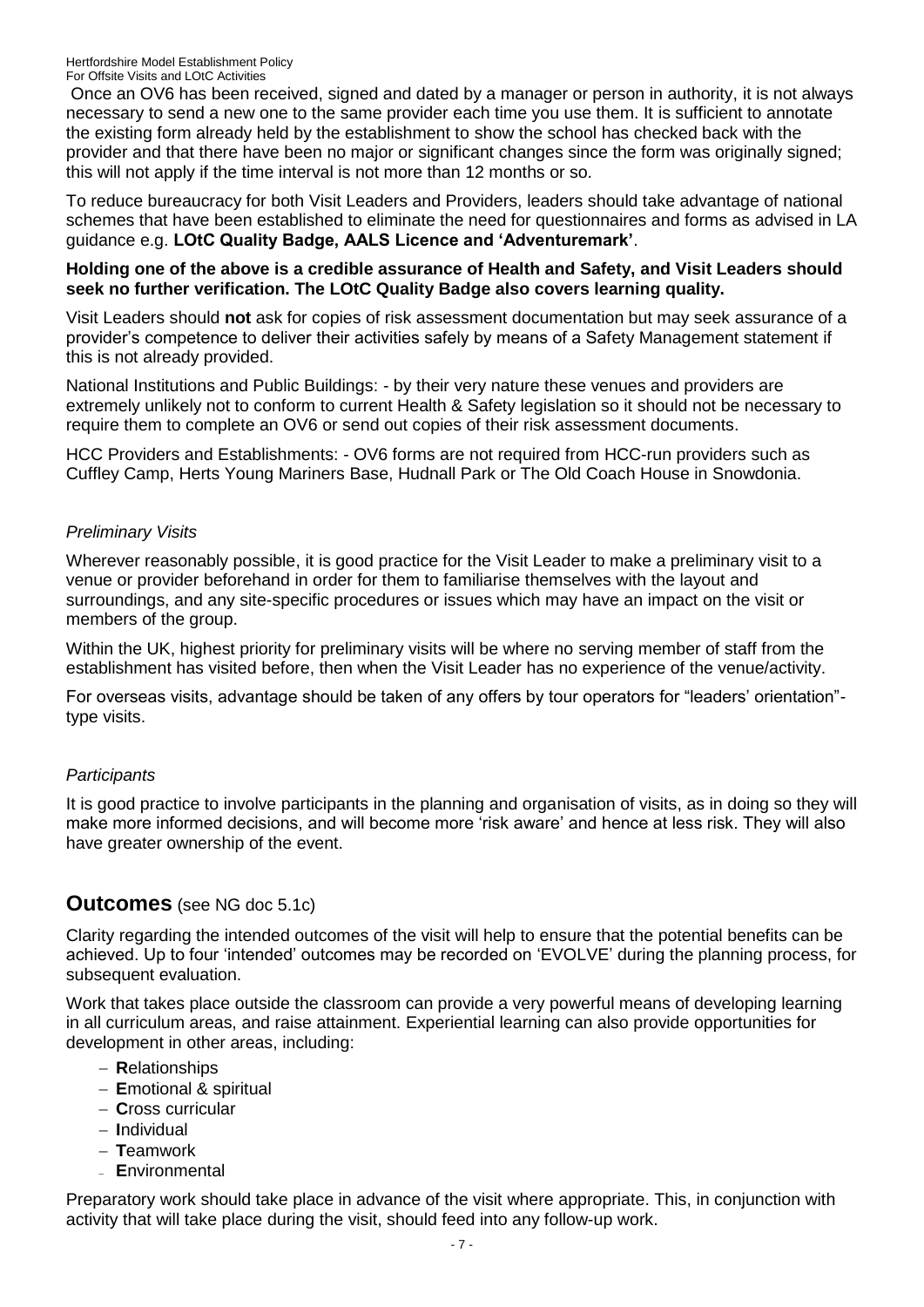Once an OV6 has been received, signed and dated by a manager or person in authority, it is not always necessary to send a new one to the same provider each time you use them. It is sufficient to annotate the existing form already held by the establishment to show the school has checked back with the provider and that there have been no major or significant changes since the form was originally signed; this will not apply if the time interval is not more than 12 months or so.

To reduce bureaucracy for both Visit Leaders and Providers, leaders should take advantage of national schemes that have been established to eliminate the need for questionnaires and forms as advised in LA guidance e.g. **LOtC Quality Badge, AALS Licence and 'Adventuremark'**.

**Holding one of the above is a credible assurance of Health and Safety, and Visit Leaders should seek no further verification. The LOtC Quality Badge also covers learning quality.**

Visit Leaders should **not** ask for copies of risk assessment documentation but may seek assurance of a provider's competence to deliver their activities safely by means of a Safety Management statement if this is not already provided.

National Institutions and Public Buildings: - by their very nature these venues and providers are extremely unlikely not to conform to current Health & Safety legislation so it should not be necessary to require them to complete an OV6 or send out copies of their risk assessment documents.

HCC Providers and Establishments: - OV6 forms are not required from HCC-run providers such as Cuffley Camp, Herts Young Mariners Base, Hudnall Park or The Old Coach House in Snowdonia.

*Preliminary Visits*

Wherever reasonably possible, it is good practice for the Visit Leader to make a preliminary visit to a venue or provider beforehand in order for them to familiarise themselves with the layout and surroundings, and any site-specific procedures or issues which may have an impact on the visit or members of the group.

Within the UK, highest priority for preliminary visits will be where no serving member of staff from the establishment has visited before, then when the Visit Leader has no experience of the venue/activity.

For overseas visits, advantage should be taken of any offers by tour operators for "leaders' orientation"-type visits.

*Participants*

It is good practice to involve participants in the planning and organisation of visits, as in doing so they will make more informed decisions, and will become more 'risk aware' and hence at less risk. They will also have greater ownership of the event.

## Outcomes (see NG doc 5.1c)

Clarity regarding the intended outcomes of the visit will help to ensure that the potential benefits can be achieved. Up to four 'intended' outcomes may be recorded on 'EVOLVE' during the planning process, for subsequent evaluation.

Work that takes place outside the classroom can provide a very powerful means of developing learning in all curriculum areas, and raise attainment. Experiential learning can also provide opportunities for development in other areas, including:

- **R**elationships
- **E**motional & spiritual
- **C**ross curricular
- **I**ndividual
- **T**eamwork
- **E**nvironmental

Preparatory work should take place in advance of the visit where appropriate. This, in conjunction with activity that will take place during the visit, should feed into any follow-up work.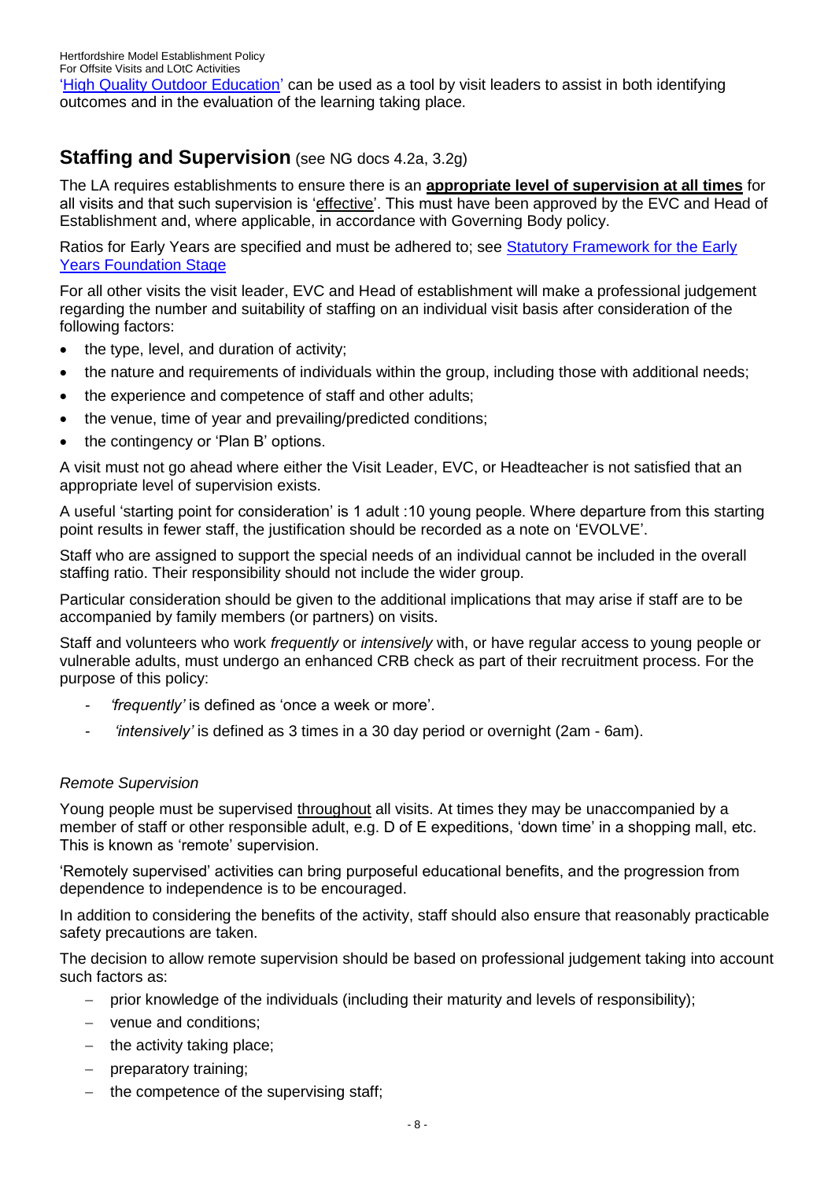'High Quality Outdoor Education' can be used as a tool by visit leaders to assist in both identifying outcomes and in the evaluation of the learning taking place.

## Staffing and Supervision (see NG docs 4.2a, 3.2g)

The LA requires establishments to ensure there is an **appropriate level of supervision at all times** for all visits and that such supervision is 'effective'. This must have been approved by the EVC and Head of Establishment and, where applicable, in accordance with Governing Body policy.

Ratios for Early Years are specified and must be adhered to; see Statutory Framework for the Early Years Foundation Stage

For all other visits the visit leader, EVC and Head of establishment will make a professional judgement regarding the number and suitability of staffing on an individual visit basis after consideration of the following factors:

- the type, level, and duration of activity;
- the nature and requirements of individuals within the group, including those with additional needs;
- the experience and competence of staff and other adults;
- the venue, time of year and prevailing/predicted conditions;
- the contingency or 'Plan B' options.

A visit must not go ahead where either the Visit Leader, EVC, or Headteacher is not satisfied that an appropriate level of supervision exists.

A useful 'starting point for consideration' is 1 adult :10 young people. Where departure from this starting point results in fewer staff, the justification should be recorded as a note on 'EVOLVE'.

Staff who are assigned to support the special needs of an individual cannot be included in the overall staffing ratio. Their responsibility should not include the wider group.

Particular consideration should be given to the additional implications that may arise if staff are to be accompanied by family members (or partners) on visits.

Staff and volunteers who work *frequently* or *intensively* with, or have regular access to young people or vulnerable adults, must undergo an enhanced CRB check as part of their recruitment process. For the purpose of this policy:

- *'frequently'* is defined as 'once a week or more'.
- *'intensively'* is defined as 3 times in a 30 day period or overnight (2am - 6am).

*Remote Supervision*

Young people must be supervised throughout all visits. At times they may be unaccompanied by a member of staff or other responsible adult, e.g. D of E expeditions, 'down time' in a shopping mall, etc. This is known as 'remote' supervision.

'Remotely supervised' activities can bring purposeful educational benefits, and the progression from dependence to independence is to be encouraged.

In addition to considering the benefits of the activity, staff should also ensure that reasonably practicable safety precautions are taken.

The decision to allow remote supervision should be based on professional judgement taking into account such factors as:

- prior knowledge of the individuals (including their maturity and levels of responsibility);
- venue and conditions;
- the activity taking place;
- preparatory training;
- the competence of the supervising staff;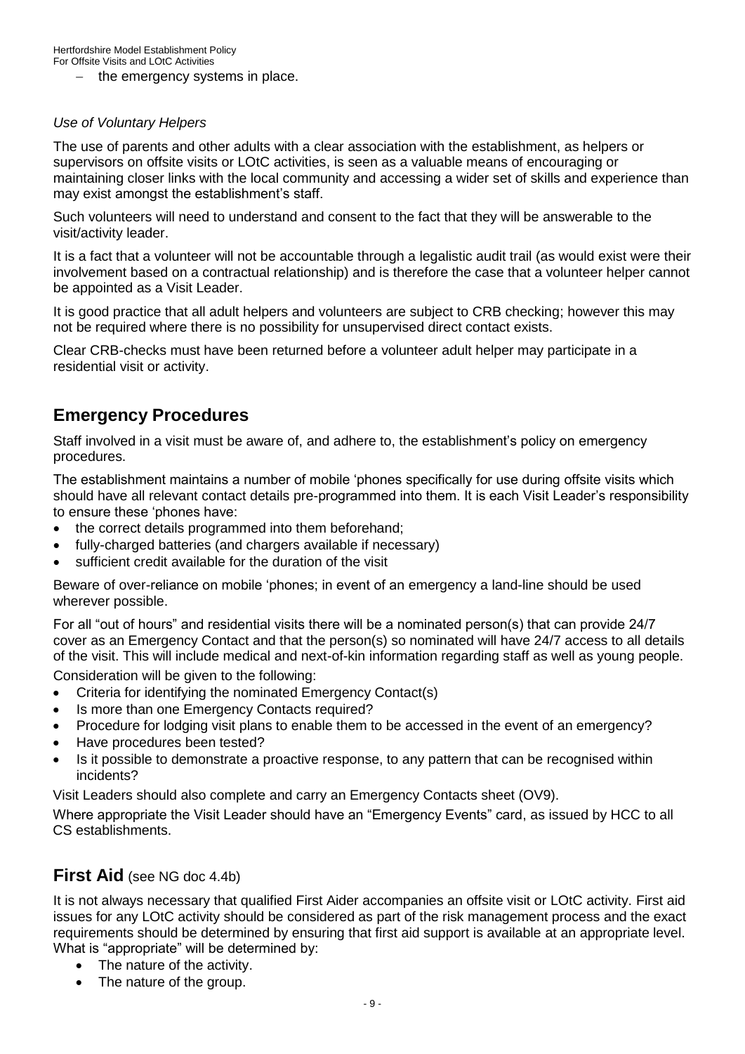- the emergency systems in place.

*Use of Voluntary Helpers*

The use of parents and other adults with a clear association with the establishment, as helpers or supervisors on offsite visits or LOtC activities, is seen as a valuable means of encouraging or maintaining closer links with the local community and accessing a wider set of skills and experience than may exist amongst the establishment's staff.

Such volunteers will need to understand and consent to the fact that they will be answerable to the visit/activity leader.

It is a fact that a volunteer will not be accountable through a legalistic audit trail (as would exist were their involvement based on a contractual relationship) and is therefore the case that a volunteer helper cannot be appointed as a Visit Leader.

It is good practice that all adult helpers and volunteers are subject to CRB checking; however this may not be required where there is no possibility for unsupervised direct contact exists.

Clear CRB-checks must have been returned before a volunteer adult helper may participate in a residential visit or activity.

## Emergency Procedures

Staff involved in a visit must be aware of, and adhere to, the establishment's policy on emergency procedures.

The establishment maintains a number of mobile 'phones specifically for use during offsite visits which should have all relevant contact details pre-programmed into them. It is each Visit Leader's responsibility to ensure these 'phones have:

- the correct details programmed into them beforehand;
- fully-charged batteries (and chargers available if necessary)
- sufficient credit available for the duration of the visit

Beware of over-reliance on mobile 'phones; in event of an emergency a land-line should be used wherever possible.

For all "out of hours" and residential visits there will be a nominated person(s) that can provide 24/7 cover as an Emergency Contact and that the person(s) so nominated will have 24/7 access to all details of the visit. This will include medical and next-of-kin information regarding staff as well as young people.

Consideration will be given to the following:

- Criteria for identifying the nominated Emergency Contact(s)
- Is more than one Emergency Contacts required?
- Procedure for lodging visit plans to enable them to be accessed in the event of an emergency?
- Have procedures been tested?
- Is it possible to demonstrate a proactive response, to any pattern that can be recognised within incidents?

Visit Leaders should also complete and carry an Emergency Contacts sheet (OV9).

Where appropriate the Visit Leader should have an "Emergency Events" card, as issued by HCC to all CS establishments.

## First Aid (see NG doc 4.4b)

It is not always necessary that qualified First Aider accompanies an offsite visit or LOtC activity. First aid issues for any LOtC activity should be considered as part of the risk management process and the exact requirements should be determined by ensuring that first aid support is available at an appropriate level. What is "appropriate" will be determined by:

- The nature of the activity.
- The nature of the group.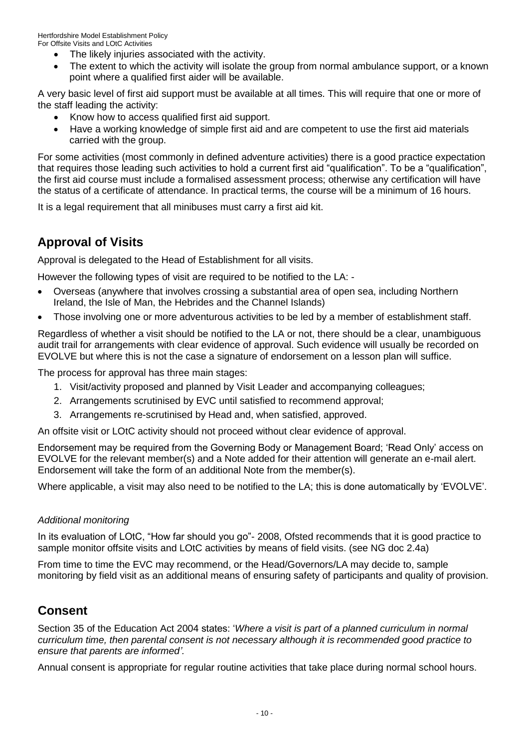- The likely injuries associated with the activity.
- The extent to which the activity will isolate the group from normal ambulance support, or a known point where a qualified first aider will be available.

A very basic level of first aid support must be available at all times. This will require that one or more of the staff leading the activity:

- Know how to access qualified first aid support.
- Have a working knowledge of simple first aid and are competent to use the first aid materials carried with the group.

For some activities (most commonly in defined adventure activities) there is a good practice expectation that requires those leading such activities to hold a current first aid "qualification". To be a "qualification", the first aid course must include a formalised assessment process; otherwise any certification will have the status of a certificate of attendance. In practical terms, the course will be a minimum of 16 hours.

It is a legal requirement that all minibuses must carry a first aid kit.

## Approval of Visits

Approval is delegated to the Head of Establishment for all visits.

However the following types of visit are required to be notified to the LA: -

- Overseas (anywhere that involves crossing a substantial area of open sea, including Northern Ireland, the Isle of Man, the Hebrides and the Channel Islands)
- Those involving one or more adventurous activities to be led by a member of establishment staff.

Regardless of whether a visit should be notified to the LA or not, there should be a clear, unambiguous audit trail for arrangements with clear evidence of approval. Such evidence will usually be recorded on EVOLVE but where this is not the case a signature of endorsement on a lesson plan will suffice.

The process for approval has three main stages:

1. Visit/activity proposed and planned by Visit Leader and accompanying colleagues;
2. Arrangements scrutinised by EVC until satisfied to recommend approval;
3. Arrangements re-scrutinised by Head and, when satisfied, approved.

An offsite visit or LOtC activity should not proceed without clear evidence of approval.

Endorsement may be required from the Governing Body or Management Board; 'Read Only' access on EVOLVE for the relevant member(s) and a Note added for their attention will generate an e-mail alert. Endorsement will take the form of an additional Note from the member(s).

Where applicable, a visit may also need to be notified to the LA; this is done automatically by 'EVOLVE'.

*Additional monitoring*

In its evaluation of LOtC, "How far should you go"- 2008, Ofsted recommends that it is good practice to sample monitor offsite visits and LOtC activities by means of field visits. (see NG doc 2.4a)

From time to time the EVC may recommend, or the Head/Governors/LA may decide to, sample monitoring by field visit as an additional means of ensuring safety of participants and quality of provision.

## Consent

Section 35 of the Education Act 2004 states: '*Where a visit is part of a planned curriculum in normal curriculum time, then parental consent is not necessary although it is recommended good practice to ensure that parents are informed'.*

Annual consent is appropriate for regular routine activities that take place during normal school hours.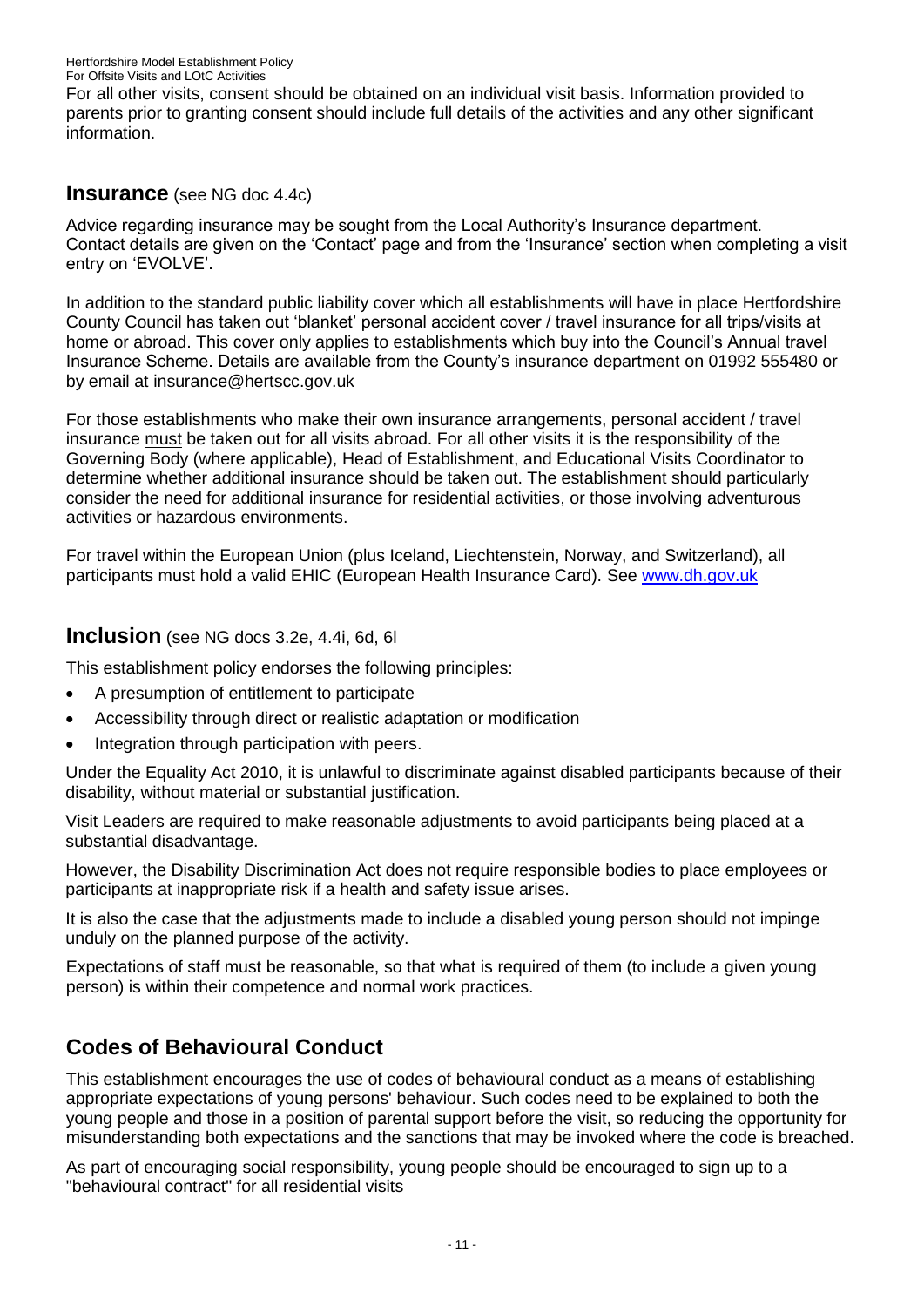For all other visits, consent should be obtained on an individual visit basis. Information provided to parents prior to granting consent should include full details of the activities and any other significant information.

## **Insurance** (see NG doc 4.4c)

Advice regarding insurance may be sought from the Local Authority's Insurance department. Contact details are given on the 'Contact' page and from the 'Insurance' section when completing a visit entry on 'EVOLVE'.

In addition to the standard public liability cover which all establishments will have in place Hertfordshire County Council has taken out 'blanket' personal accident cover / travel insurance for all trips/visits at home or abroad. This cover only applies to establishments which buy into the Council's Annual travel Insurance Scheme. Details are available from the County's insurance department on 01992 555480 or by email at insurance@hertscc.gov.uk

For those establishments who make their own insurance arrangements, personal accident / travel insurance must be taken out for all visits abroad. For all other visits it is the responsibility of the Governing Body (where applicable), Head of Establishment, and Educational Visits Coordinator to determine whether additional insurance should be taken out. The establishment should particularly consider the need for additional insurance for residential activities, or those involving adventurous activities or hazardous environments.

For travel within the European Union (plus Iceland, Liechtenstein, Norway, and Switzerland), all participants must hold a valid EHIC (European Health Insurance Card). See [www.dh.gov.uk](www.dh.gov.uk)

## **Inclusion** (see NG docs 3.2e, 4.4i, 6d, 6l

This establishment policy endorses the following principles:

- A presumption of entitlement to participate
- Accessibility through direct or realistic adaptation or modification
- Integration through participation with peers.

Under the Equality Act 2010, it is unlawful to discriminate against disabled participants because of their disability, without material or substantial justification.

Visit Leaders are required to make reasonable adjustments to avoid participants being placed at a substantial disadvantage.

However, the Disability Discrimination Act does not require responsible bodies to place employees or participants at inappropriate risk if a health and safety issue arises.

It is also the case that the adjustments made to include a disabled young person should not impinge unduly on the planned purpose of the activity.

Expectations of staff must be reasonable, so that what is required of them (to include a given young person) is within their competence and normal work practices.

## **Codes of Behavioural Conduct**

This establishment encourages the use of codes of behavioural conduct as a means of establishing appropriate expectations of young persons' behaviour. Such codes need to be explained to both the young people and those in a position of parental support before the visit, so reducing the opportunity for misunderstanding both expectations and the sanctions that may be invoked where the code is breached.

As part of encouraging social responsibility, young people should be encouraged to sign up to a "behavioural contract" for all residential visits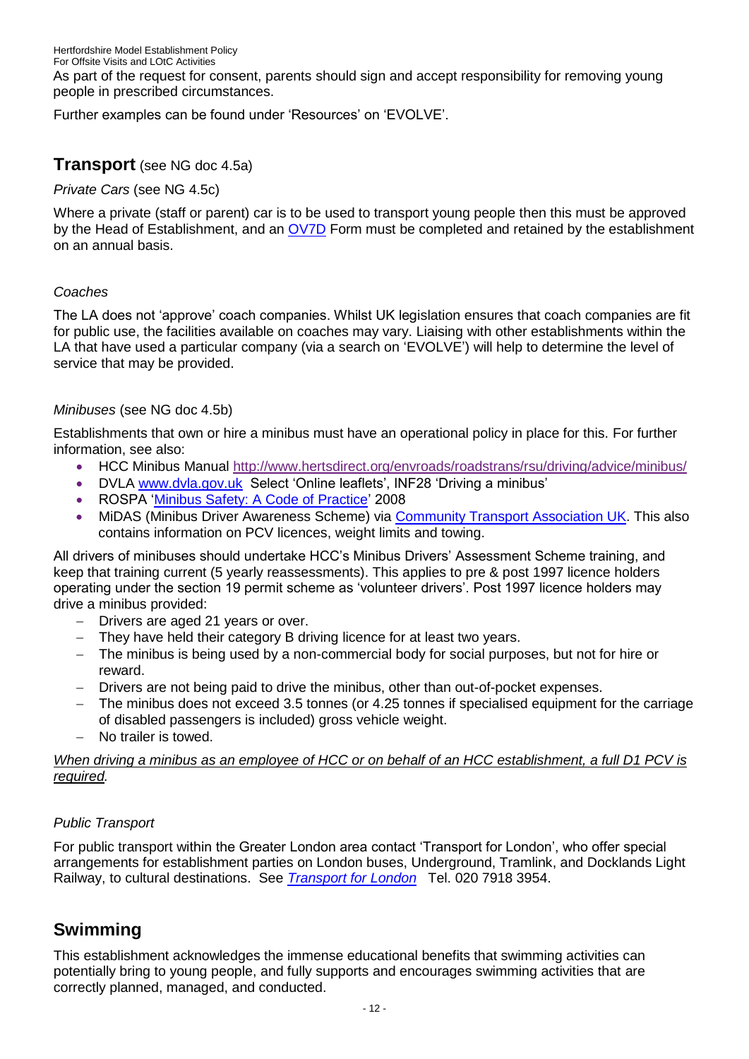As part of the request for consent, parents should sign and accept responsibility for removing young people in prescribed circumstances.

Further examples can be found under 'Resources' on 'EVOLVE'.

## **Transport** (see NG doc 4.5a)

*Private Cars* (see NG 4.5c)

Where a private (staff or parent) car is to be used to transport young people then this must be approved by the Head of Establishment, and an OV7D Form must be completed and retained by the establishment on an annual basis.

*Coaches*

The LA does not 'approve' coach companies. Whilst UK legislation ensures that coach companies are fit for public use, the facilities available on coaches may vary. Liaising with other establishments within the LA that have used a particular company (via a search on 'EVOLVE') will help to determine the level of service that may be provided.

*Minibuses* (see NG doc 4.5b)

Establishments that own or hire a minibus must have an operational policy in place for this. For further information, see also:

- HCC Minibus Manual http://www.hertsdirect.org/envroads/roadstrans/rsu/driving/advice/minibus/
- DVLA www.dvla.gov.uk Select 'Online leaflets', INF28 'Driving a minibus'
- ROSPA 'Minibus Safety: A Code of Practice' 2008
- MiDAS (Minibus Driver Awareness Scheme) via Community Transport Association UK. This also contains information on PCV licences, weight limits and towing.

All drivers of minibuses should undertake HCC's Minibus Drivers' Assessment Scheme training, and keep that training current (5 yearly reassessments). This applies to pre & post 1997 licence holders operating under the section 19 permit scheme as 'volunteer drivers'. Post 1997 licence holders may drive a minibus provided:

- Drivers are aged 21 years or over.
- They have held their category B driving licence for at least two years.
- The minibus is being used by a non-commercial body for social purposes, but not for hire or reward.
- Drivers are not being paid to drive the minibus, other than out-of-pocket expenses.
- The minibus does not exceed 3.5 tonnes (or 4.25 tonnes if specialised equipment for the carriage of disabled passengers is included) gross vehicle weight.
- No trailer is towed.

*When driving a minibus as an employee of HCC or on behalf of an HCC establishment, a full D1 PCV is required.*

*Public Transport*

For public transport within the Greater London area contact 'Transport for London', who offer special arrangements for establishment parties on London buses, Underground, Tramlink, and Docklands Light Railway, to cultural destinations. See *Transport for London* Tel. 020 7918 3954.

## **Swimming**

This establishment acknowledges the immense educational benefits that swimming activities can potentially bring to young people, and fully supports and encourages swimming activities that are correctly planned, managed, and conducted.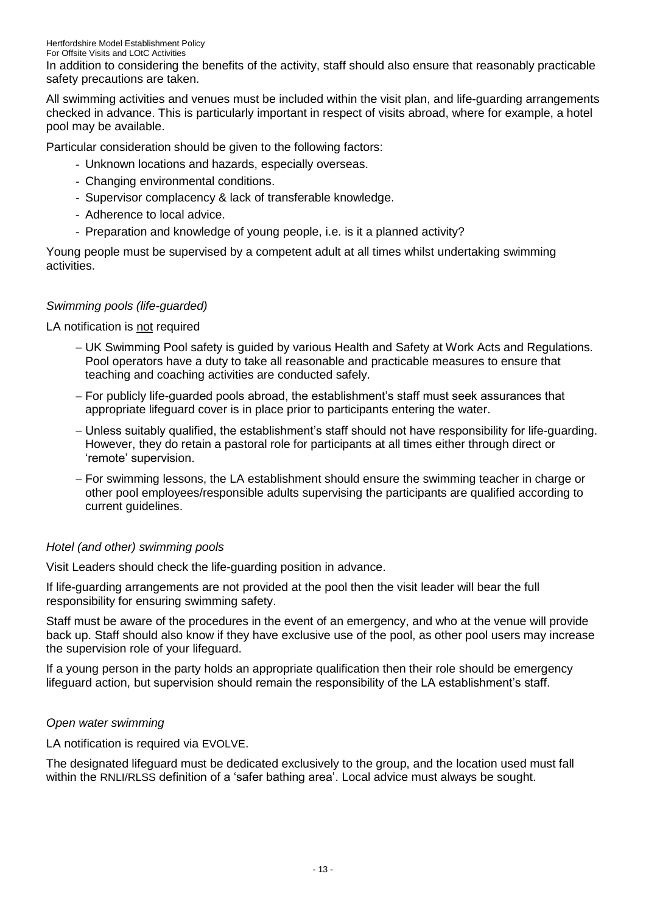In addition to considering the benefits of the activity, staff should also ensure that reasonably practicable safety precautions are taken.

All swimming activities and venues must be included within the visit plan, and life-guarding arrangements checked in advance. This is particularly important in respect of visits abroad, where for example, a hotel pool may be available.

Particular consideration should be given to the following factors:

- Unknown locations and hazards, especially overseas.
- Changing environmental conditions.
- Supervisor complacency & lack of transferable knowledge.
- Adherence to local advice.
- Preparation and knowledge of young people, i.e. is it a planned activity?

Young people must be supervised by a competent adult at all times whilst undertaking swimming activities.

*Swimming pools (life-guarded)*

LA notification is <u>not</u> required

- UK Swimming Pool safety is guided by various Health and Safety at Work Acts and Regulations. Pool operators have a duty to take all reasonable and practicable measures to ensure that teaching and coaching activities are conducted safely.
- For publicly life-guarded pools abroad, the establishment's staff must seek assurances that appropriate lifeguard cover is in place prior to participants entering the water.
- Unless suitably qualified, the establishment's staff should not have responsibility for life-guarding. However, they do retain a pastoral role for participants at all times either through direct or 'remote' supervision.
- For swimming lessons, the LA establishment should ensure the swimming teacher in charge or other pool employees/responsible adults supervising the participants are qualified according to current guidelines.

*Hotel (and other) swimming pools*

Visit Leaders should check the life-guarding position in advance.

If life-guarding arrangements are not provided at the pool then the visit leader will bear the full responsibility for ensuring swimming safety.

Staff must be aware of the procedures in the event of an emergency, and who at the venue will provide back up. Staff should also know if they have exclusive use of the pool, as other pool users may increase the supervision role of your lifeguard.

If a young person in the party holds an appropriate qualification then their role should be emergency lifeguard action, but supervision should remain the responsibility of the LA establishment's staff.

*Open water swimming*

LA notification is required via EVOLVE.

The designated lifeguard must be dedicated exclusively to the group, and the location used must fall within the RNLI/RLSS definition of a 'safer bathing area'. Local advice must always be sought.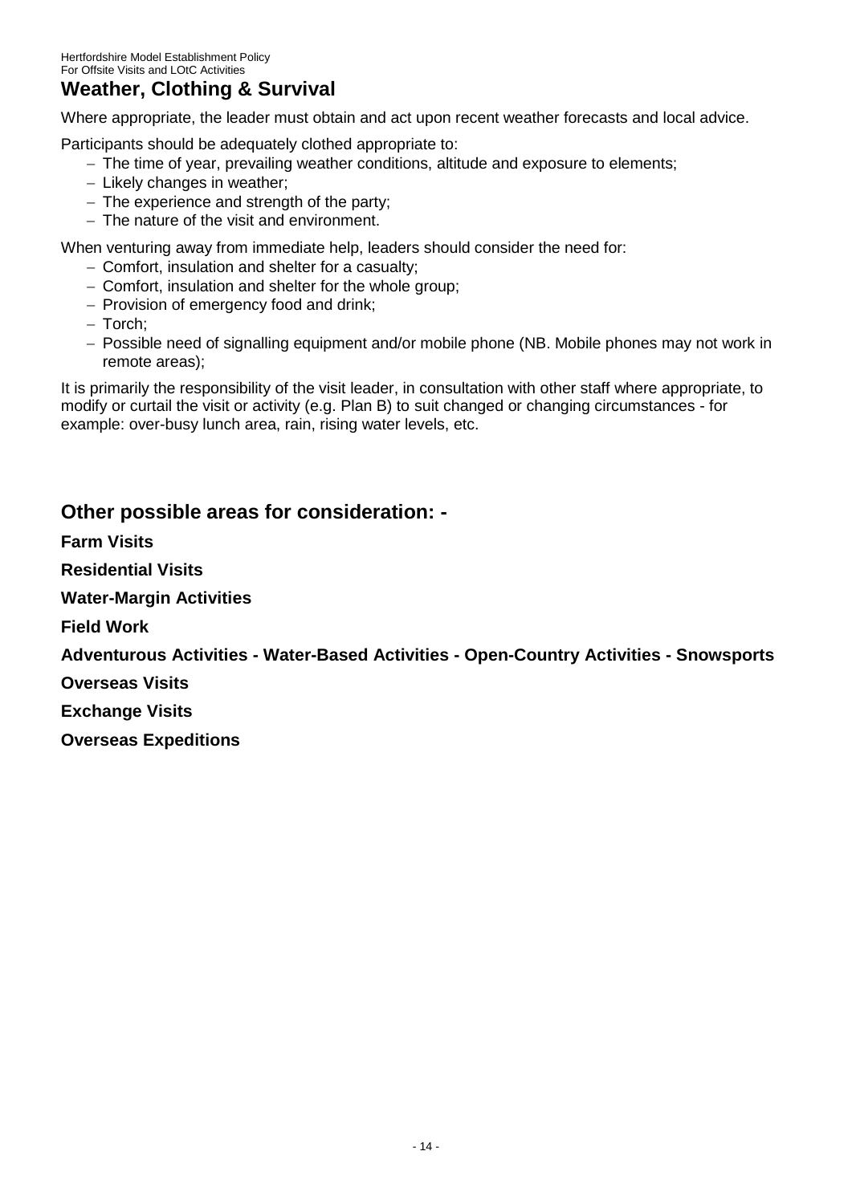## Weather, Clothing & Survival

Where appropriate, the leader must obtain and act upon recent weather forecasts and local advice.

Participants should be adequately clothed appropriate to:

- The time of year, prevailing weather conditions, altitude and exposure to elements;
- Likely changes in weather;
- The experience and strength of the party;
- The nature of the visit and environment.

When venturing away from immediate help, leaders should consider the need for:

- Comfort, insulation and shelter for a casualty;
- Comfort, insulation and shelter for the whole group;
- Provision of emergency food and drink;
- Torch;
- Possible need of signalling equipment and/or mobile phone (NB. Mobile phones may not work in remote areas);

It is primarily the responsibility of the visit leader, in consultation with other staff where appropriate, to modify or curtail the visit or activity (e.g. Plan B) to suit changed or changing circumstances - for example: over-busy lunch area, rain, rising water levels, etc.

## Other possible areas for consideration: -

**Farm Visits**

**Residential Visits**

**Water-Margin Activities**

**Field Work**

**Adventurous Activities - Water-Based Activities - Open-Country Activities - Snowsports**

**Overseas Visits**

**Exchange Visits**

**Overseas Expeditions**